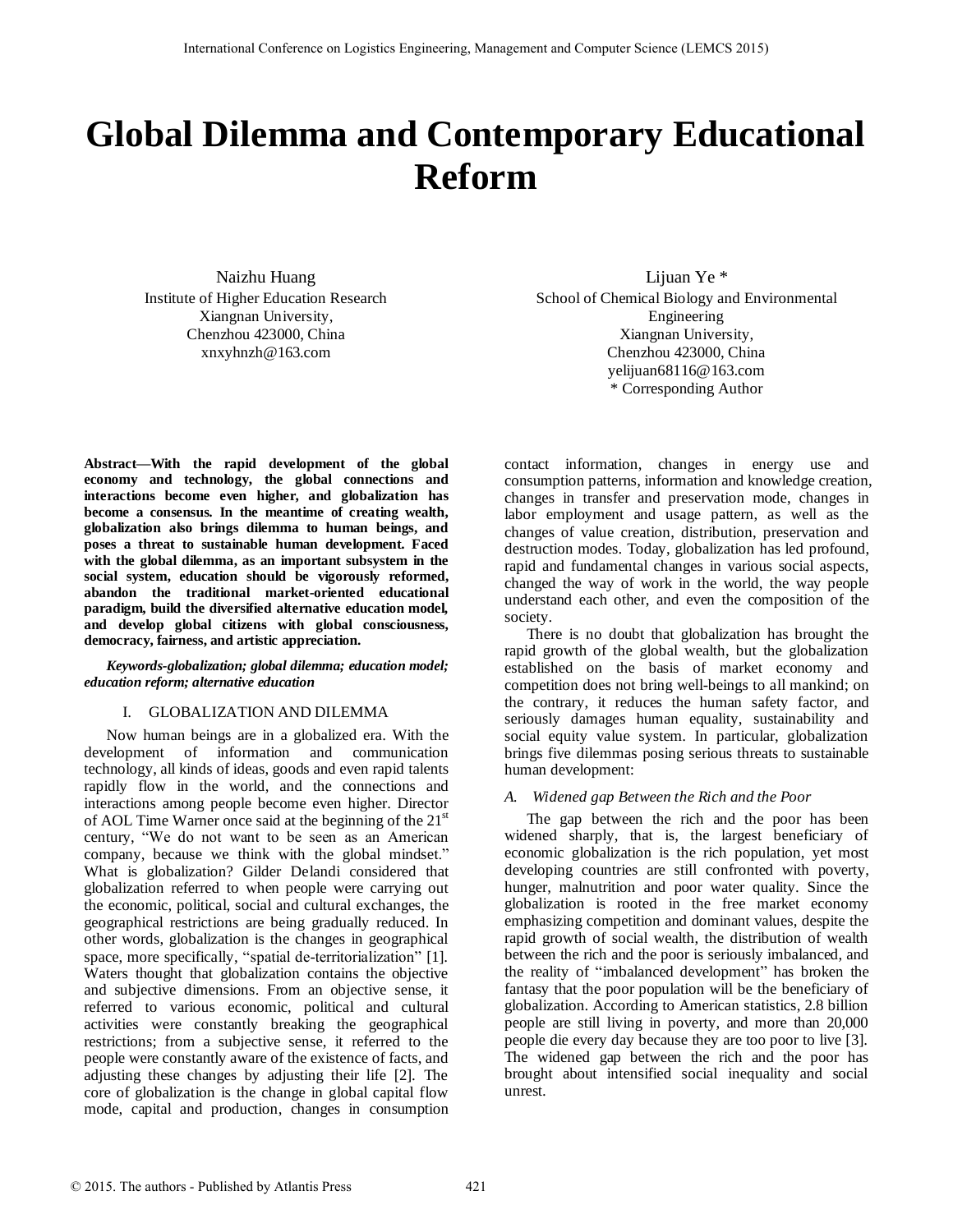# Global Dilemma and Contemporary Educational Reform

Naizhu Huang
Institute of Higher Education Research
Xiangnan University,
Chenzhou 423000, China
xnxyhnzh@163.com

Lijuan Ye *
School of Chemical Biology and Environmental Engineering
Xiangnan University,
Chenzhou 423000, China
yelijuan68116@163.com
* Corresponding Author

**Abstract—With the rapid development of the global economy and technology, the global connections and interactions become even higher, and globalization has become a consensus. In the meantime of creating wealth, globalization also brings dilemma to human beings, and poses a threat to sustainable human development. Faced with the global dilemma, as an important subsystem in the social system, education should be vigorously reformed, abandon the traditional market-oriented educational paradigm, build the diversified alternative education model, and develop global citizens with global consciousness, democracy, fairness, and artistic appreciation.**

***Keywords-globalization; global dilemma; education model; education reform; alternative education***

## I. GLOBALIZATION AND DILEMMA

Now human beings are in a globalized era. With the development of information and communication technology, all kinds of ideas, goods and even rapid talents rapidly flow in the world, and the connections and interactions among people become even higher. Director of AOL Time Warner once said at the beginning of the 21st century, "We do not want to be seen as an American company, because we think with the global mindset." What is globalization? Gilder Delandi considered that globalization referred to when people were carrying out the economic, political, social and cultural exchanges, the geographical restrictions are being gradually reduced. In other words, globalization is the changes in geographical space, more specifically, "spatial de-territorialization" [1]. Waters thought that globalization contains the objective and subjective dimensions. From an objective sense, it referred to various economic, political and cultural activities were constantly breaking the geographical restrictions; from a subjective sense, it referred to the people were constantly aware of the existence of facts, and adjusting these changes by adjusting their life [2]. The core of globalization is the change in global capital flow mode, capital and production, changes in consumption contact information, changes in energy use and consumption patterns, information and knowledge creation, changes in transfer and preservation mode, changes in labor employment and usage pattern, as well as the changes of value creation, distribution, preservation and destruction modes. Today, globalization has led profound, rapid and fundamental changes in various social aspects, changed the way of work in the world, the way people understand each other, and even the composition of the society.

There is no doubt that globalization has brought the rapid growth of the global wealth, but the globalization established on the basis of market economy and competition does not bring well-beings to all mankind; on the contrary, it reduces the human safety factor, and seriously damages human equality, sustainability and social equity value system. In particular, globalization brings five dilemmas posing serious threats to sustainable human development:

### *A. Widened gap Between the Rich and the Poor*

The gap between the rich and the poor has been widened sharply, that is, the largest beneficiary of economic globalization is the rich population, yet most developing countries are still confronted with poverty, hunger, malnutrition and poor water quality. Since the globalization is rooted in the free market economy emphasizing competition and dominant values, despite the rapid growth of social wealth, the distribution of wealth between the rich and the poor is seriously imbalanced, and the reality of "imbalanced development" has broken the fantasy that the poor population will be the beneficiary of globalization. According to American statistics, 2.8 billion people are still living in poverty, and more than 20,000 people die every day because they are too poor to live [3]. The widened gap between the rich and the poor has brought about intensified social inequality and social unrest.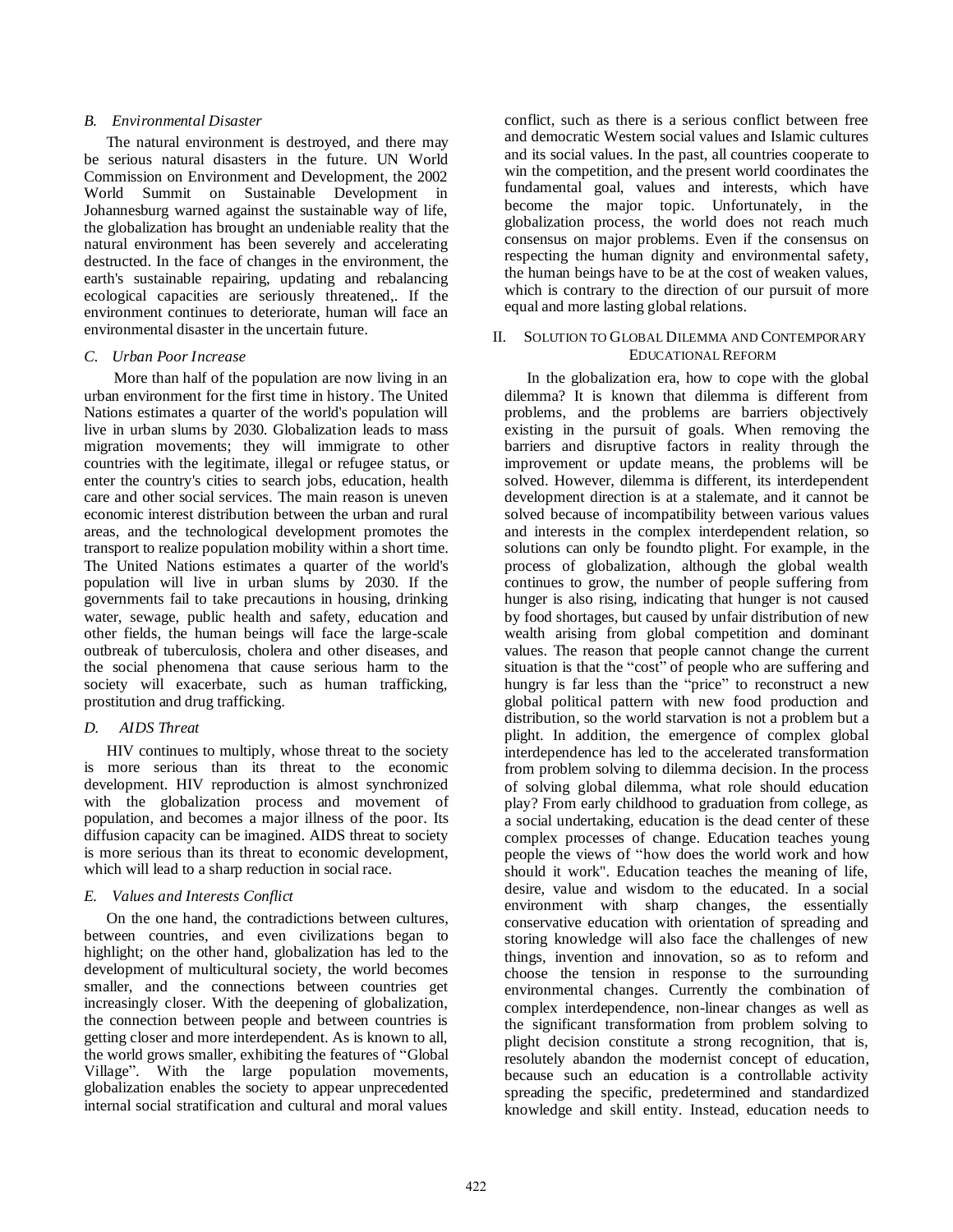### B. Environmental Disaster

The natural environment is destroyed, and there may be serious natural disasters in the future. UN World Commission on Environment and Development, the 2002 World Summit on Sustainable Development in Johannesburg warned against the sustainable way of life, the globalization has brought an undeniable reality that the natural environment has been severely and accelerating destructed. In the face of changes in the environment, the earth's sustainable repairing, updating and rebalancing ecological capacities are seriously threatened,. If the environment continues to deteriorate, human will face an environmental disaster in the uncertain future.

### C. Urban Poor Increase

More than half of the population are now living in an urban environment for the first time in history. The United Nations estimates a quarter of the world's population will live in urban slums by 2030. Globalization leads to mass migration movements; they will immigrate to other countries with the legitimate, illegal or refugee status, or enter the country's cities to search jobs, education, health care and other social services. The main reason is uneven economic interest distribution between the urban and rural areas, and the technological development promotes the transport to realize population mobility within a short time. The United Nations estimates a quarter of the world's population will live in urban slums by 2030. If the governments fail to take precautions in housing, drinking water, sewage, public health and safety, education and other fields, the human beings will face the large-scale outbreak of tuberculosis, cholera and other diseases, and the social phenomena that cause serious harm to the society will exacerbate, such as human trafficking, prostitution and drug trafficking.

### D. AIDS Threat

HIV continues to multiply, whose threat to the society is more serious than its threat to the economic development. HIV reproduction is almost synchronized with the globalization process and movement of population, and becomes a major illness of the poor. Its diffusion capacity can be imagined. AIDS threat to society is more serious than its threat to economic development, which will lead to a sharp reduction in social race.

### E. Values and Interests Conflict

On the one hand, the contradictions between cultures, between countries, and even civilizations began to highlight; on the other hand, globalization has led to the development of multicultural society, the world becomes smaller, and the connections between countries get increasingly closer. With the deepening of globalization, the connection between people and between countries is getting closer and more interdependent. As is known to all, the world grows smaller, exhibiting the features of "Global Village". With the large population movements, globalization enables the society to appear unprecedented internal social stratification and cultural and moral values conflict, such as there is a serious conflict between free and democratic Western social values and Islamic cultures and its social values. In the past, all countries cooperate to win the competition, and the present world coordinates the fundamental goal, values and interests, which have become the major topic. Unfortunately, in the globalization process, the world does not reach much consensus on major problems. Even if the consensus on respecting the human dignity and environmental safety, the human beings have to be at the cost of weaken values, which is contrary to the direction of our pursuit of more equal and more lasting global relations.

## II. Solution to Global Dilemma and Contemporary Educational Reform

In the globalization era, how to cope with the global dilemma? It is known that dilemma is different from problems, and the problems are barriers objectively existing in the pursuit of goals. When removing the barriers and disruptive factors in reality through the improvement or update means, the problems will be solved. However, dilemma is different, its interdependent development direction is at a stalemate, and it cannot be solved because of incompatibility between various values and interests in the complex interdependent relation, so solutions can only be foundto plight. For example, in the process of globalization, although the global wealth continues to grow, the number of people suffering from hunger is also rising, indicating that hunger is not caused by food shortages, but caused by unfair distribution of new wealth arising from global competition and dominant values. The reason that people cannot change the current situation is that the "cost" of people who are suffering and hungry is far less than the "price" to reconstruct a new global political pattern with new food production and distribution, so the world starvation is not a problem but a plight. In addition, the emergence of complex global interdependence has led to the accelerated transformation from problem solving to dilemma decision. In the process of solving global dilemma, what role should education play? From early childhood to graduation from college, as a social undertaking, education is the dead center of these complex processes of change. Education teaches young people the views of "how does the world work and how should it work". Education teaches the meaning of life, desire, value and wisdom to the educated. In a social environment with sharp changes, the essentially conservative education with orientation of spreading and storing knowledge will also face the challenges of new things, invention and innovation, so as to reform and choose the tension in response to the surrounding environmental changes. Currently the combination of complex interdependence, non-linear changes as well as the significant transformation from problem solving to plight decision constitute a strong recognition, that is, resolutely abandon the modernist concept of education, because such an education is a controllable activity spreading the specific, predetermined and standardized knowledge and skill entity. Instead, education needs to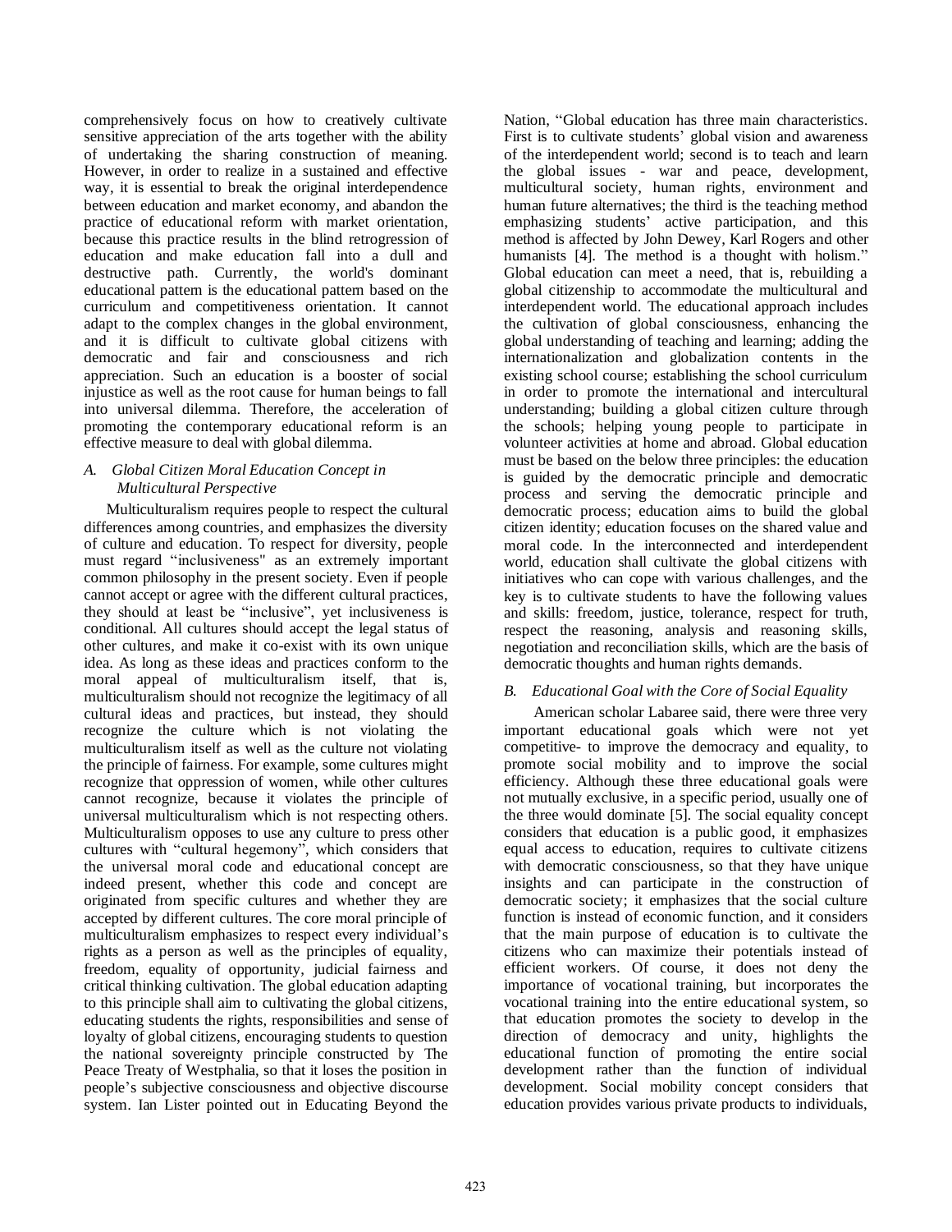comprehensively focus on how to creatively cultivate sensitive appreciation of the arts together with the ability of undertaking the sharing construction of meaning. However, in order to realize in a sustained and effective way, it is essential to break the original interdependence between education and market economy, and abandon the practice of educational reform with market orientation, because this practice results in the blind retrogression of education and make education fall into a dull and destructive path. Currently, the world's dominant educational pattern is the educational pattern based on the curriculum and competitiveness orientation. It cannot adapt to the complex changes in the global environment, and it is difficult to cultivate global citizens with democratic and fair and consciousness and rich appreciation. Such an education is a booster of social injustice as well as the root cause for human beings to fall into universal dilemma. Therefore, the acceleration of promoting the contemporary educational reform is an effective measure to deal with global dilemma.

### *A. Global Citizen Moral Education Concept in Multicultural Perspective*

Multiculturalism requires people to respect the cultural differences among countries, and emphasizes the diversity of culture and education. To respect for diversity, people must regard "inclusiveness" as an extremely important common philosophy in the present society. Even if people cannot accept or agree with the different cultural practices, they should at least be "inclusive", yet inclusiveness is conditional. All cultures should accept the legal status of other cultures, and make it co-exist with its own unique idea. As long as these ideas and practices conform to the moral appeal of multiculturalism itself, that is, multiculturalism should not recognize the legitimacy of all cultural ideas and practices, but instead, they should recognize the culture which is not violating the multiculturalism itself as well as the culture not violating the principle of fairness. For example, some cultures might recognize that oppression of women, while other cultures cannot recognize, because it violates the principle of universal multiculturalism which is not respecting others. Multiculturalism opposes to use any culture to press other cultures with "cultural hegemony", which considers that the universal moral code and educational concept are indeed present, whether this code and concept are originated from specific cultures and whether they are accepted by different cultures. The core moral principle of multiculturalism emphasizes to respect every individual's rights as a person as well as the principles of equality, freedom, equality of opportunity, judicial fairness and critical thinking cultivation. The global education adapting to this principle shall aim to cultivating the global citizens, educating students the rights, responsibilities and sense of loyalty of global citizens, encouraging students to question the national sovereignty principle constructed by The Peace Treaty of Westphalia, so that it loses the position in people's subjective consciousness and objective discourse system. Ian Lister pointed out in Educating Beyond the Nation, "Global education has three main characteristics. First is to cultivate students' global vision and awareness of the interdependent world; second is to teach and learn the global issues - war and peace, development, multicultural society, human rights, environment and human future alternatives; the third is the teaching method emphasizing students' active participation, and this method is affected by John Dewey, Karl Rogers and other humanists [4]. The method is a thought with holism." Global education can meet a need, that is, rebuilding a global citizenship to accommodate the multicultural and interdependent world. The educational approach includes the cultivation of global consciousness, enhancing the global understanding of teaching and learning; adding the internationalization and globalization contents in the existing school course; establishing the school curriculum in order to promote the international and intercultural understanding; building a global citizen culture through the schools; helping young people to participate in volunteer activities at home and abroad. Global education must be based on the below three principles: the education is guided by the democratic principle and democratic process and serving the democratic principle and democratic process; education aims to build the global citizen identity; education focuses on the shared value and moral code. In the interconnected and interdependent world, education shall cultivate the global citizens with initiatives who can cope with various challenges, and the key is to cultivate students to have the following values and skills: freedom, justice, tolerance, respect for truth, respect the reasoning, analysis and reasoning skills, negotiation and reconciliation skills, which are the basis of democratic thoughts and human rights demands.

### *B. Educational Goal with the Core of Social Equality*

American scholar Labaree said, there were three very important educational goals which were not yet competitive- to improve the democracy and equality, to promote social mobility and to improve the social efficiency. Although these three educational goals were not mutually exclusive, in a specific period, usually one of the three would dominate [5]. The social equality concept considers that education is a public good, it emphasizes equal access to education, requires to cultivate citizens with democratic consciousness, so that they have unique insights and can participate in the construction of democratic society; it emphasizes that the social culture function is instead of economic function, and it considers that the main purpose of education is to cultivate the citizens who can maximize their potentials instead of efficient workers. Of course, it does not deny the importance of vocational training, but incorporates the vocational training into the entire educational system, so that education promotes the society to develop in the direction of democracy and unity, highlights the educational function of promoting the entire social development rather than the function of individual development. Social mobility concept considers that education provides various private products to individuals,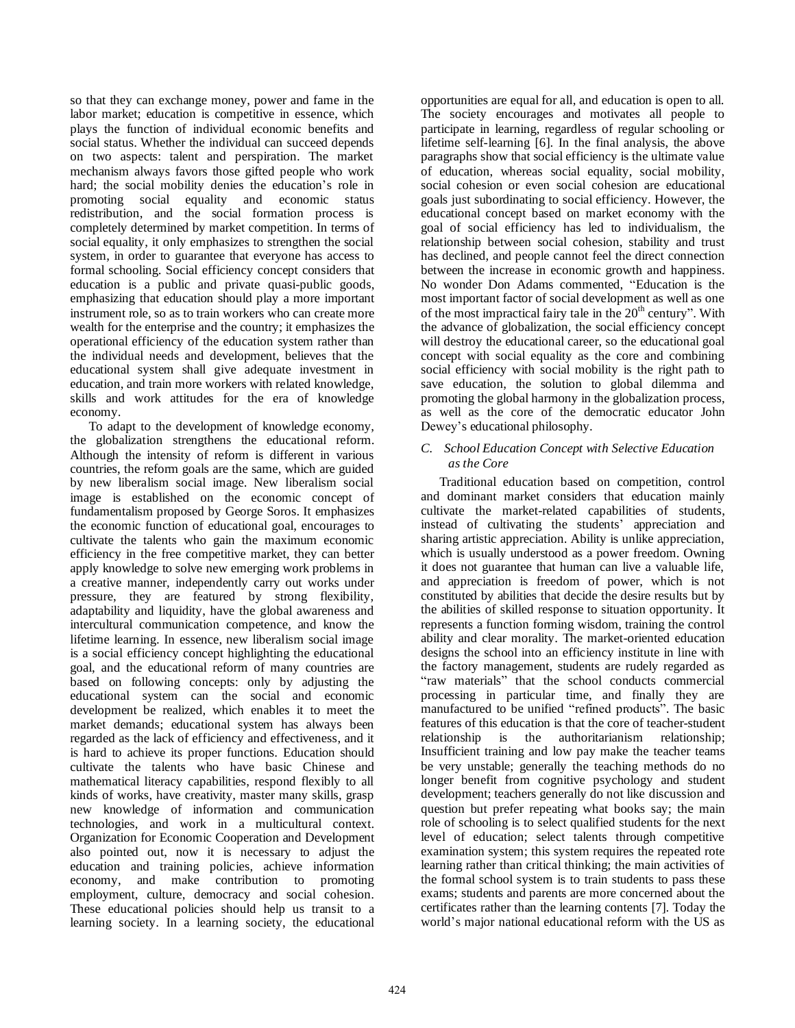so that they can exchange money, power and fame in the labor market; education is competitive in essence, which plays the function of individual economic benefits and social status. Whether the individual can succeed depends on two aspects: talent and perspiration. The market mechanism always favors those gifted people who work hard; the social mobility denies the education's role in promoting social equality and economic status redistribution, and the social formation process is completely determined by market competition. In terms of social equality, it only emphasizes to strengthen the social system, in order to guarantee that everyone has access to formal schooling. Social efficiency concept considers that education is a public and private quasi-public goods, emphasizing that education should play a more important instrument role, so as to train workers who can create more wealth for the enterprise and the country; it emphasizes the operational efficiency of the education system rather than the individual needs and development, believes that the educational system shall give adequate investment in education, and train more workers with related knowledge, skills and work attitudes for the era of knowledge economy.

To adapt to the development of knowledge economy, the globalization strengthens the educational reform. Although the intensity of reform is different in various countries, the reform goals are the same, which are guided by new liberalism social image. New liberalism social image is established on the economic concept of fundamentalism proposed by George Soros. It emphasizes the economic function of educational goal, encourages to cultivate the talents who gain the maximum economic efficiency in the free competitive market, they can better apply knowledge to solve new emerging work problems in a creative manner, independently carry out works under pressure, they are featured by strong flexibility, adaptability and liquidity, have the global awareness and intercultural communication competence, and know the lifetime learning. In essence, new liberalism social image is a social efficiency concept highlighting the educational goal, and the educational reform of many countries are based on following concepts: only by adjusting the educational system can the social and economic development be realized, which enables it to meet the market demands; educational system has always been regarded as the lack of efficiency and effectiveness, and it is hard to achieve its proper functions. Education should cultivate the talents who have basic Chinese and mathematical literacy capabilities, respond flexibly to all kinds of works, have creativity, master many skills, grasp new knowledge of information and communication technologies, and work in a multicultural context. Organization for Economic Cooperation and Development also pointed out, now it is necessary to adjust the education and training policies, achieve information economy, and make contribution to promoting employment, culture, democracy and social cohesion. These educational policies should help us transit to a learning society. In a learning society, the educational opportunities are equal for all, and education is open to all. The society encourages and motivates all people to participate in learning, regardless of regular schooling or lifetime self-learning [6]. In the final analysis, the above paragraphs show that social efficiency is the ultimate value of education, whereas social equality, social mobility, social cohesion or even social cohesion are educational goals just subordinating to social efficiency. However, the educational concept based on market economy with the goal of social efficiency has led to individualism, the relationship between social cohesion, stability and trust has declined, and people cannot feel the direct connection between the increase in economic growth and happiness. No wonder Don Adams commented, "Education is the most important factor of social development as well as one of the most impractical fairy tale in the 20th century". With the advance of globalization, the social efficiency concept will destroy the educational career, so the educational goal concept with social equality as the core and combining social efficiency with social mobility is the right path to save education, the solution to global dilemma and promoting the global harmony in the globalization process, as well as the core of the democratic educator John Dewey's educational philosophy.

### *C. School Education Concept with Selective Education as the Core*

Traditional education based on competition, control and dominant market considers that education mainly cultivate the market-related capabilities of students, instead of cultivating the students' appreciation and sharing artistic appreciation. Ability is unlike appreciation, which is usually understood as a power freedom. Owning it does not guarantee that human can live a valuable life, and appreciation is freedom of power, which is not constituted by abilities that decide the desire results but by the abilities of skilled response to situation opportunity. It represents a function forming wisdom, training the control ability and clear morality. The market-oriented education designs the school into an efficiency institute in line with the factory management, students are rudely regarded as "raw materials" that the school conducts commercial processing in particular time, and finally they are manufactured to be unified "refined products". The basic features of this education is that the core of teacher-student relationship is the authoritarianism relationship; Insufficient training and low pay make the teacher teams be very unstable; generally the teaching methods do no longer benefit from cognitive psychology and student development; teachers generally do not like discussion and question but prefer repeating what books say; the main role of schooling is to select qualified students for the next level of education; select talents through competitive examination system; this system requires the repeated rote learning rather than critical thinking; the main activities of the formal school system is to train students to pass these exams; students and parents are more concerned about the certificates rather than the learning contents [7]. Today the world's major national educational reform with the US as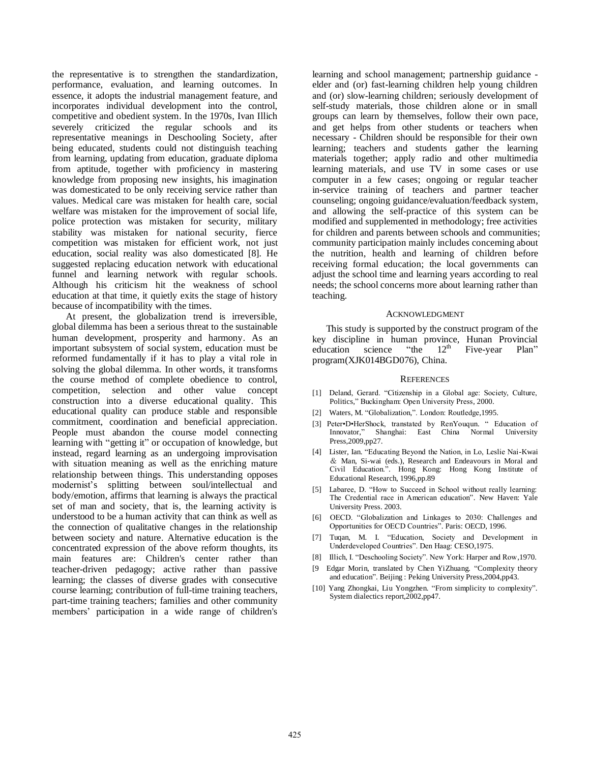the representative is to strengthen the standardization, performance, evaluation, and learning outcomes. In essence, it adopts the industrial management feature, and incorporates individual development into the control, competitive and obedient system. In the 1970s, Ivan Illich severely criticized the regular schools and its representative meanings in Deschooling Society, after being educated, students could not distinguish teaching from learning, updating from education, graduate diploma from aptitude, together with proficiency in mastering knowledge from proposing new insights, his imagination was domesticated to be only receiving service rather than values. Medical care was mistaken for health care, social welfare was mistaken for the improvement of social life, police protection was mistaken for security, military stability was mistaken for national security, fierce competition was mistaken for efficient work, not just education, social reality was also domesticated [8]. He suggested replacing education network with educational funnel and learning network with regular schools. Although his criticism hit the weakness of school education at that time, it quietly exits the stage of history because of incompatibility with the times.

At present, the globalization trend is irreversible, global dilemma has been a serious threat to the sustainable human development, prosperity and harmony. As an important subsystem of social system, education must be reformed fundamentally if it has to play a vital role in solving the global dilemma. In other words, it transforms the course method of complete obedience to control, competition, selection and other value concept construction into a diverse educational quality. This educational quality can produce stable and responsible commitment, coordination and beneficial appreciation. People must abandon the course model connecting learning with "getting it" or occupation of knowledge, but instead, regard learning as an undergoing improvisation with situation meaning as well as the enriching mature relationship between things. This understanding opposes modernist's splitting between soul/intellectual and body/emotion, affirms that learning is always the practical set of man and society, that is, the learning activity is understood to be a human activity that can think as well as the connection of qualitative changes in the relationship between society and nature. Alternative education is the concentrated expression of the above reform thoughts, its main features are: Children's center rather than teacher-driven pedagogy; active rather than passive learning; the classes of diverse grades with consecutive course learning; contribution of full-time training teachers, part-time training teachers; families and other community members' participation in a wide range of children's learning and school management; partnership guidance - elder and (or) fast-learning children help young children and (or) slow-learning children; seriously development of self-study materials, those children alone or in small groups can learn by themselves, follow their own pace, and get helps from other students or teachers when necessary - Children should be responsible for their own learning; teachers and students gather the learning materials together; apply radio and other multimedia learning materials, and use TV in some cases or use computer in a few cases; ongoing or regular teacher in-service training of teachers and partner teacher counseling; ongoing guidance/evaluation/feedback system, and allowing the self-practice of this system can be modified and supplemented in methodology; free activities for children and parents between schools and communities; community participation mainly includes concerning about the nutrition, health and learning of children before receiving formal education; the local governments can adjust the school time and learning years according to real needs; the school concerns more about learning rather than teaching.

## ACKNOWLEDGMENT

This study is supported by the construct program of the key discipline in human province, Hunan Provincial education science "the 12th Five-year Plan" program(XJK014BGD076), China.

## REFERENCES

[1] Deland, Gerard. "Citizenship in a Global age: Society, Culture, Politics," Buckingham: Open University Press, 2000.

[2] Waters, M. "Globalization,". London: Routledge,1995.

[3] Peter•D•HerShock, transtated by RenYouqun. " Education of Innovator," Shanghai: East China Normal University Press,2009,pp27.

[4] Lister, Ian. "Educating Beyond the Nation, in Lo, Leslie Nai-Kwai & Man, Si-wai (eds.), Research and Endeavours in Moral and Civil Education.". Hong Kong: Hong Kong Institute of Educational Research, 1996,pp.89

[5] Labaree, D. "How to Succeed in School without really learning: The Credential race in American education". New Haven: Yale University Press. 2003.

[6] OECD. "Globalization and Linkages to 2030: Challenges and Opportunities for OECD Countries". Paris: OECD, 1996.

[7] Tuqan, M. I. "Education, Society and Development in Underdeveloped Countries". Den Haag: CESO,1975.

[8] Illich, I. "Deschooling Society". New York: Harper and Row,1970.

[9 Edgar Morin, translated by Chen YiZhuang. "Complexity theory and education". Beijing : Peking University Press,2004,pp43.

[10] Yang Zhongkai, Liu Yongzhen. "From simplicity to complexity". System dialectics report,2002,pp47.